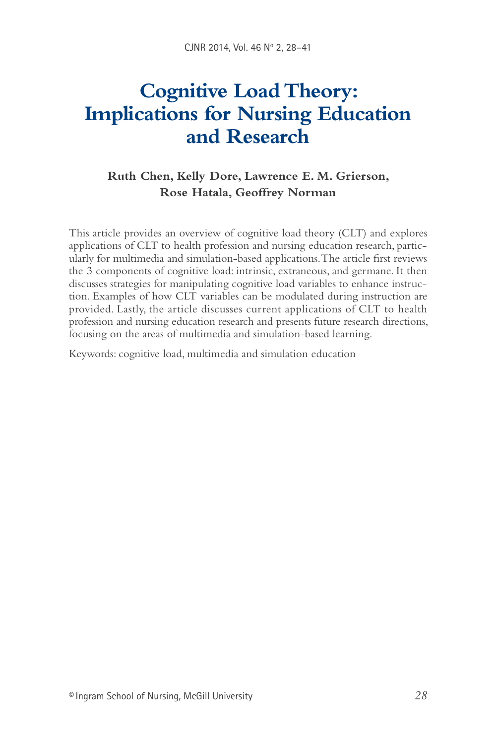# Cognitive Load Theory: Implications for Nursing Education and Research

**Ruth Chen, Kelly Dore, Lawrence E. M. Grierson, Rose Hatala, Geoffrey Norman**

This article provides an overview of cognitive load theory (CLT) and explores applications of CLT to health profession and nursing education research, particularly for multimedia and simulation-based applications. The article first reviews the 3 components of cognitive load: intrinsic, extraneous, and germane. It then discusses strategies for manipulating cognitive load variables to enhance instruction. Examples of how CLT variables can be modulated during instruction are provided. Lastly, the article discusses current applications of CLT to health profession and nursing education research and presents future research directions, focusing on the areas of multimedia and simulation-based learning.

Keywords: cognitive load, multimedia and simulation education

© Ingram School of Nursing, McGill University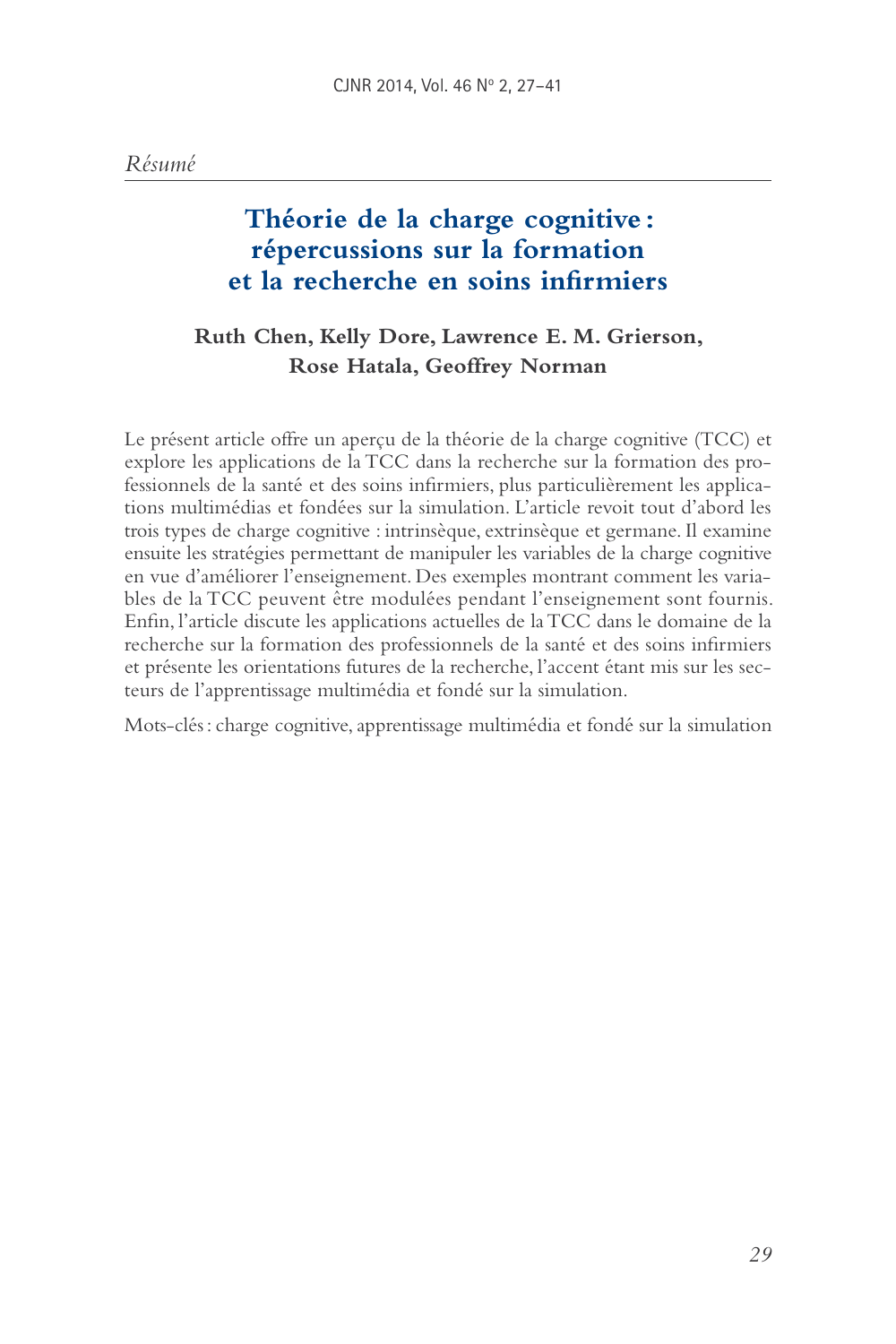*Résumé*

# Théorie de la charge cognitive : répercussions sur la formation et la recherche en soins infirmiers

**Ruth Chen, Kelly Dore, Lawrence E. M. Grierson, Rose Hatala, Geoffrey Norman**

Le présent article offre un aperçu de la théorie de la charge cognitive (TCC) et explore les applications de la TCC dans la recherche sur la formation des professionnels de la santé et des soins infirmiers, plus particulièrement les applications multimédias et fondées sur la simulation. L'article revoit tout d'abord les trois types de charge cognitive : intrinsèque, extrinsèque et germane. Il examine ensuite les stratégies permettant de manipuler les variables de la charge cognitive en vue d'améliorer l'enseignement. Des exemples montrant comment les variables de la TCC peuvent être modulées pendant l'enseignement sont fournis. Enfin, l'article discute les applications actuelles de la TCC dans le domaine de la recherche sur la formation des professionnels de la santé et des soins infirmiers et présente les orientations futures de la recherche, l'accent étant mis sur les secteurs de l'apprentissage multimédia et fondé sur la simulation.

Mots-clés : charge cognitive, apprentissage multimédia et fondé sur la simulation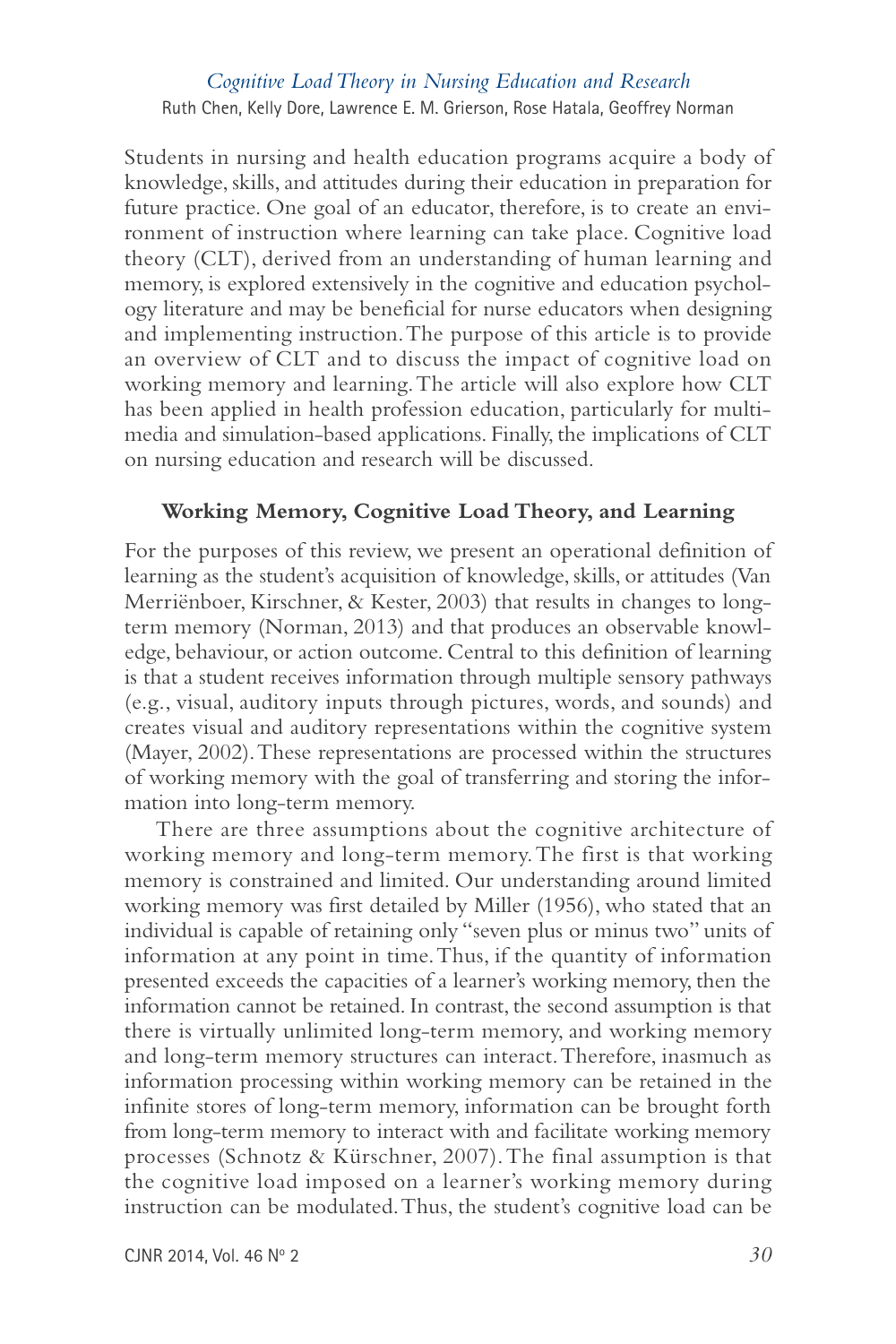Students in nursing and health education programs acquire a body of knowledge, skills, and attitudes during their education in preparation for future practice. One goal of an educator, therefore, is to create an environment of instruction where learning can take place. Cognitive load theory (CLT), derived from an understanding of human learning and memory, is explored extensively in the cognitive and education psychology literature and may be beneficial for nurse educators when designing and implementing instruction. The purpose of this article is to provide an overview of CLT and to discuss the impact of cognitive load on working memory and learning. The article will also explore how CLT has been applied in health profession education, particularly for multimedia and simulation-based applications. Finally, the implications of CLT on nursing education and research will be discussed.

## Working Memory, Cognitive Load Theory, and Learning

For the purposes of this review, we present an operational definition of learning as the student's acquisition of knowledge, skills, or attitudes (Van Merriënboer, Kirschner, & Kester, 2003) that results in changes to long-term memory (Norman, 2013) and that produces an observable knowledge, behaviour, or action outcome. Central to this definition of learning is that a student receives information through multiple sensory pathways (e.g., visual, auditory inputs through pictures, words, and sounds) and creates visual and auditory representations within the cognitive system (Mayer, 2002). These representations are processed within the structures of working memory with the goal of transferring and storing the information into long-term memory.

There are three assumptions about the cognitive architecture of working memory and long-term memory. The first is that working memory is constrained and limited. Our understanding around limited working memory was first detailed by Miller (1956), who stated that an individual is capable of retaining only "seven plus or minus two" units of information at any point in time. Thus, if the quantity of information presented exceeds the capacities of a learner's working memory, then the information cannot be retained. In contrast, the second assumption is that there is virtually unlimited long-term memory, and working memory and long-term memory structures can interact. Therefore, inasmuch as information processing within working memory can be retained in the infinite stores of long-term memory, information can be brought forth from long-term memory to interact with and facilitate working memory processes (Schnotz & Kürschner, 2007). The final assumption is that the cognitive load imposed on a learner's working memory during instruction can be modulated. Thus, the student's cognitive load can be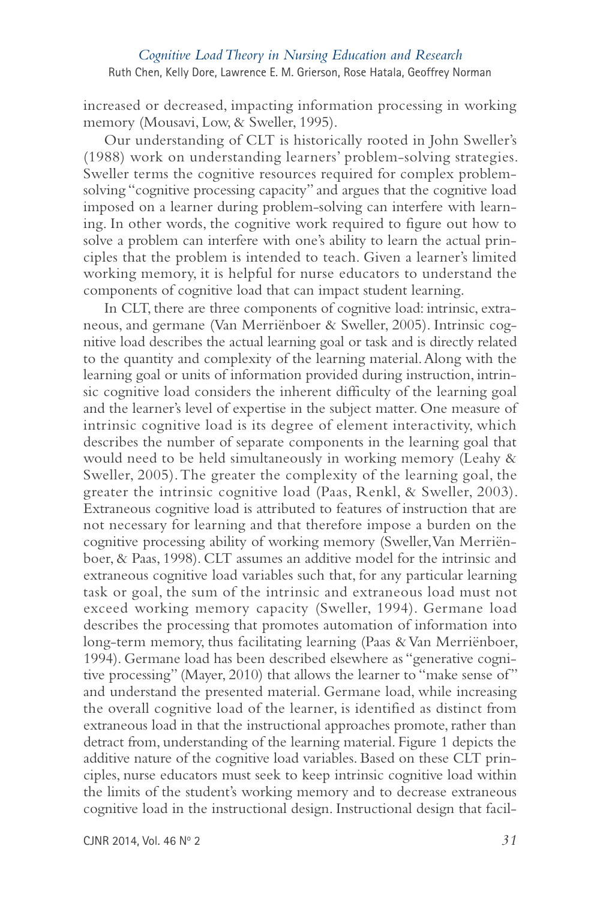increased or decreased, impacting information processing in working memory (Mousavi, Low, & Sweller, 1995).

Our understanding of CLT is historically rooted in John Sweller's (1988) work on understanding learners' problem-solving strategies. Sweller terms the cognitive resources required for complex problem-solving "cognitive processing capacity" and argues that the cognitive load imposed on a learner during problem-solving can interfere with learning. In other words, the cognitive work required to figure out how to solve a problem can interfere with one's ability to learn the actual principles that the problem is intended to teach. Given a learner's limited working memory, it is helpful for nurse educators to understand the components of cognitive load that can impact student learning.

In CLT, there are three components of cognitive load: intrinsic, extraneous, and germane (Van Merriënboer & Sweller, 2005). Intrinsic cognitive load describes the actual learning goal or task and is directly related to the quantity and complexity of the learning material. Along with the learning goal or units of information provided during instruction, intrinsic cognitive load considers the inherent difficulty of the learning goal and the learner's level of expertise in the subject matter. One measure of intrinsic cognitive load is its degree of element interactivity, which describes the number of separate components in the learning goal that would need to be held simultaneously in working memory (Leahy & Sweller, 2005). The greater the complexity of the learning goal, the greater the intrinsic cognitive load (Paas, Renkl, & Sweller, 2003). Extraneous cognitive load is attributed to features of instruction that are not necessary for learning and that therefore impose a burden on the cognitive processing ability of working memory (Sweller, Van Merriënboer, & Paas, 1998). CLT assumes an additive model for the intrinsic and extraneous cognitive load variables such that, for any particular learning task or goal, the sum of the intrinsic and extraneous load must not exceed working memory capacity (Sweller, 1994). Germane load describes the processing that promotes automation of information into long-term memory, thus facilitating learning (Paas & Van Merriënboer, 1994). Germane load has been described elsewhere as "generative cognitive processing" (Mayer, 2010) that allows the learner to "make sense of" and understand the presented material. Germane load, while increasing the overall cognitive load of the learner, is identified as distinct from extraneous load in that the instructional approaches promote, rather than detract from, understanding of the learning material. Figure 1 depicts the additive nature of the cognitive load variables. Based on these CLT principles, nurse educators must seek to keep intrinsic cognitive load within the limits of the student's working memory and to decrease extraneous cognitive load in the instructional design. Instructional design that facil-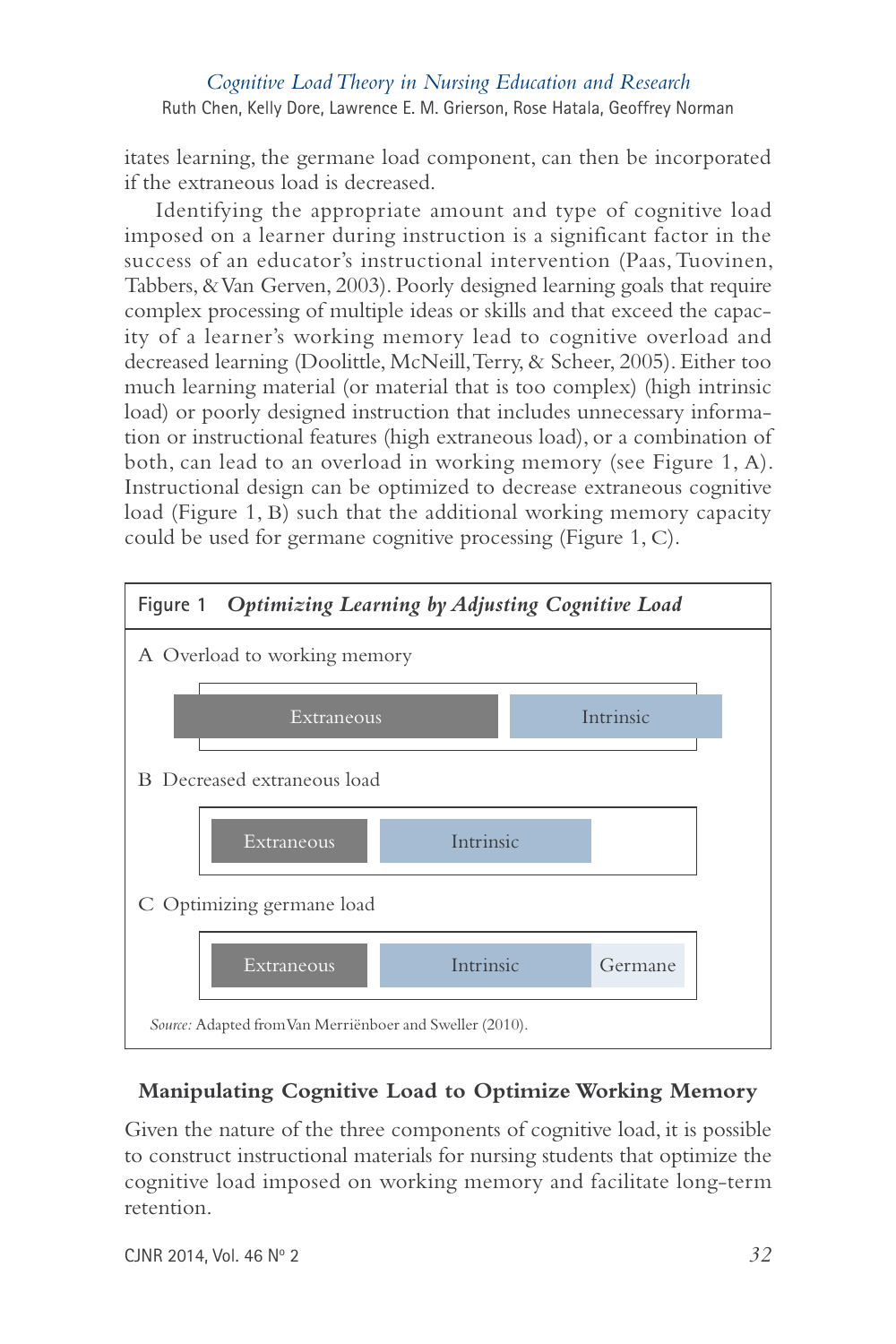itates learning, the germane load component, can then be incorporated if the extraneous load is decreased.

Identifying the appropriate amount and type of cognitive load imposed on a learner during instruction is a significant factor in the success of an educator's instructional intervention (Paas, Tuovinen, Tabbers, & Van Gerven, 2003). Poorly designed learning goals that require complex processing of multiple ideas or skills and that exceed the capacity of a learner's working memory lead to cognitive overload and decreased learning (Doolittle, McNeill, Terry, & Scheer, 2005). Either too much learning material (or material that is too complex) (high intrinsic load) or poorly designed instruction that includes unnecessary information or instructional features (high extraneous load), or a combination of both, can lead to an overload in working memory (see Figure 1, A). Instructional design can be optimized to decrease extraneous cognitive load (Figure 1, B) such that the additional working memory capacity could be used for germane cognitive processing (Figure 1, C).

**Figure 1** ***Optimizing Learning by Adjusting Cognitive Load***

A Overload to working memory

| Extraneous | Intrinsic |
|---|---|

B Decreased extraneous load

| Extraneous | Intrinsic |
|---|---|

C Optimizing germane load

| Extraneous | Intrinsic | Germane |
|---|---|---|

*Source:* Adapted from Van Merriënboer and Sweller (2010).

## Manipulating Cognitive Load to Optimize Working Memory

Given the nature of the three components of cognitive load, it is possible to construct instructional materials for nursing students that optimize the cognitive load imposed on working memory and facilitate long-term retention.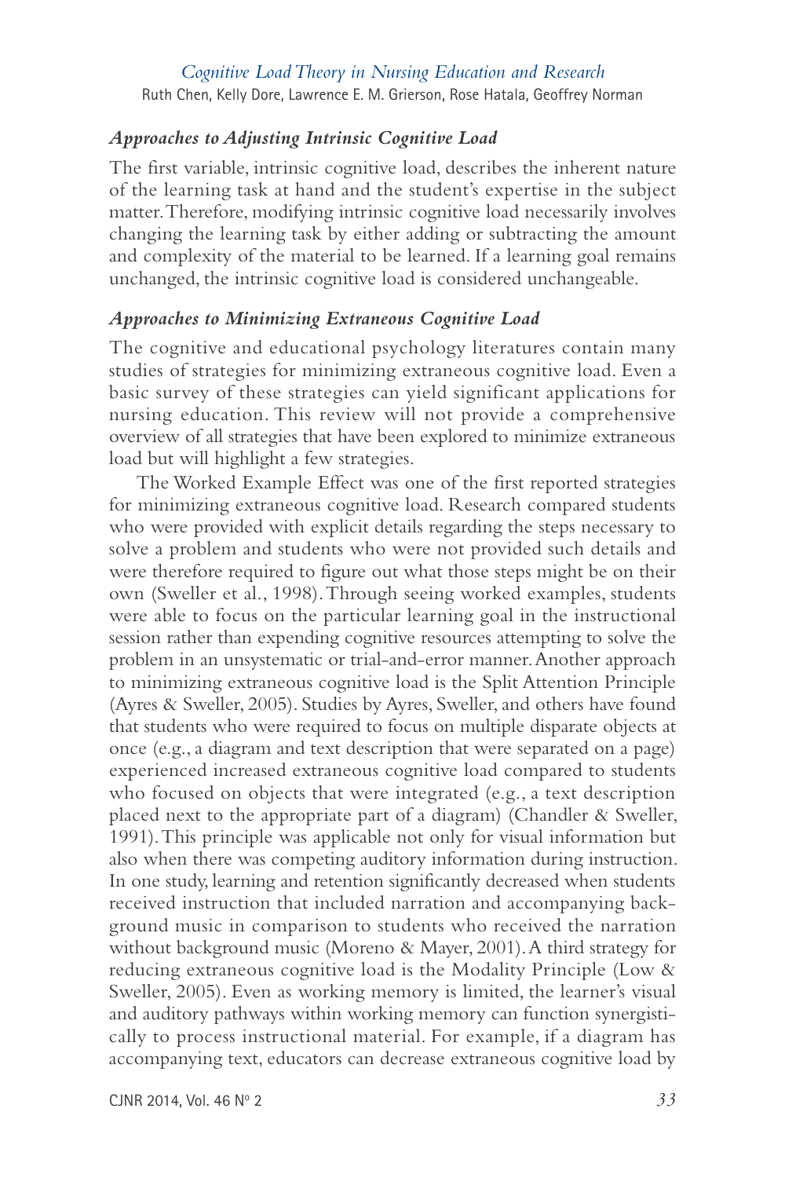### *Approaches to Adjusting Intrinsic Cognitive Load*

The first variable, intrinsic cognitive load, describes the inherent nature of the learning task at hand and the student's expertise in the subject matter. Therefore, modifying intrinsic cognitive load necessarily involves changing the learning task by either adding or subtracting the amount and complexity of the material to be learned. If a learning goal remains unchanged, the intrinsic cognitive load is considered unchangeable.

### *Approaches to Minimizing Extraneous Cognitive Load*

The cognitive and educational psychology literatures contain many studies of strategies for minimizing extraneous cognitive load. Even a basic survey of these strategies can yield significant applications for nursing education. This review will not provide a comprehensive overview of all strategies that have been explored to minimize extraneous load but will highlight a few strategies.

The Worked Example Effect was one of the first reported strategies for minimizing extraneous cognitive load. Research compared students who were provided with explicit details regarding the steps necessary to solve a problem and students who were not provided such details and were therefore required to figure out what those steps might be on their own (Sweller et al., 1998). Through seeing worked examples, students were able to focus on the particular learning goal in the instructional session rather than expending cognitive resources attempting to solve the problem in an unsystematic or trial-and-error manner. Another approach to minimizing extraneous cognitive load is the Split Attention Principle (Ayres & Sweller, 2005). Studies by Ayres, Sweller, and others have found that students who were required to focus on multiple disparate objects at once (e.g., a diagram and text description that were separated on a page) experienced increased extraneous cognitive load compared to students who focused on objects that were integrated (e.g., a text description placed next to the appropriate part of a diagram) (Chandler & Sweller, 1991). This principle was applicable not only for visual information but also when there was competing auditory information during instruction. In one study, learning and retention significantly decreased when students received instruction that included narration and accompanying background music in comparison to students who received the narration without background music (Moreno & Mayer, 2001). A third strategy for reducing extraneous cognitive load is the Modality Principle (Low & Sweller, 2005). Even as working memory is limited, the learner's visual and auditory pathways within working memory can function synergistically to process instructional material. For example, if a diagram has accompanying text, educators can decrease extraneous cognitive load by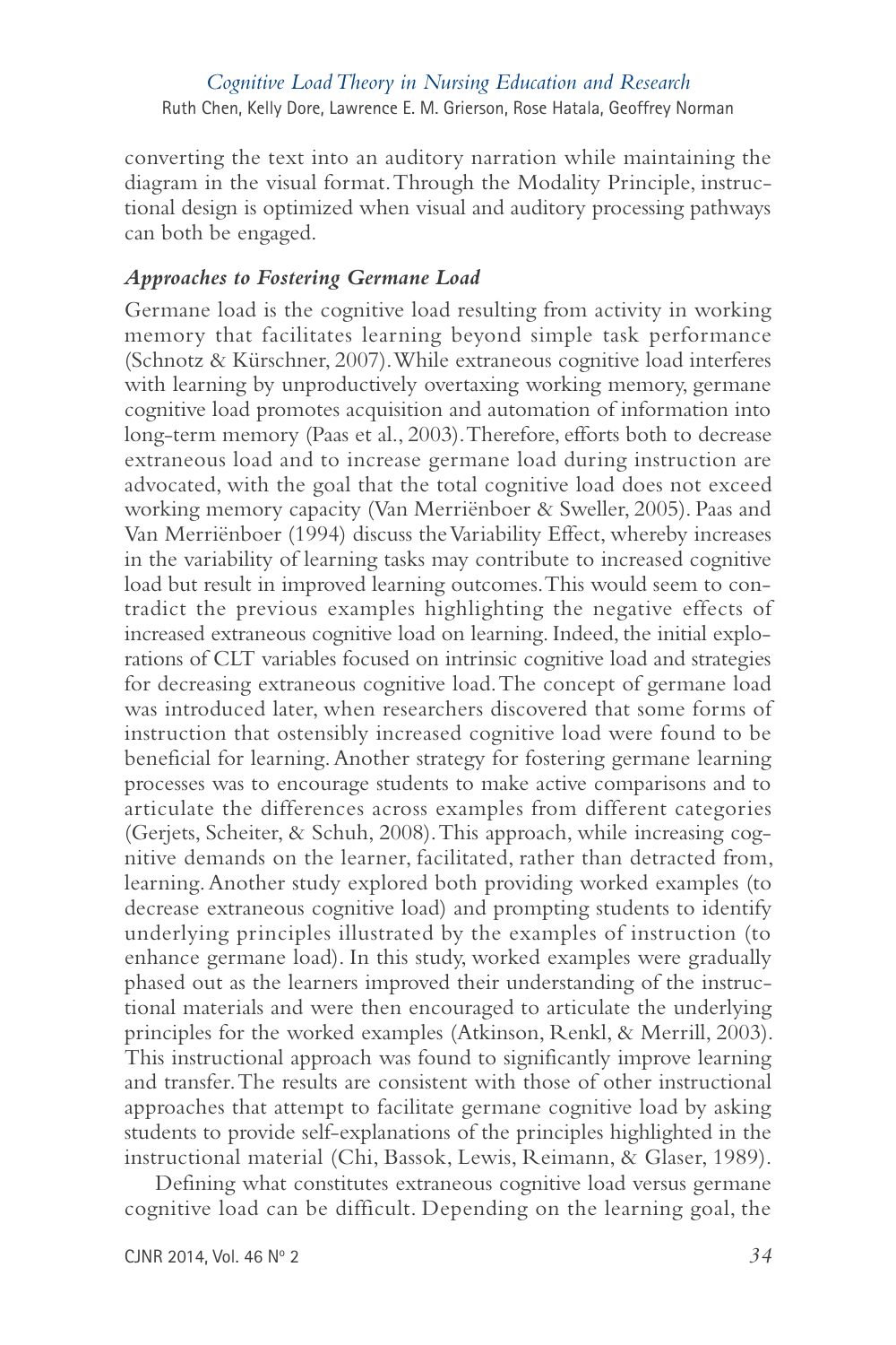converting the text into an auditory narration while maintaining the diagram in the visual format. Through the Modality Principle, instructional design is optimized when visual and auditory processing pathways can both be engaged.

### *Approaches to Fostering Germane Load*

Germane load is the cognitive load resulting from activity in working memory that facilitates learning beyond simple task performance (Schnotz & Kürschner, 2007). While extraneous cognitive load interferes with learning by unproductively overtaxing working memory, germane cognitive load promotes acquisition and automation of information into long-term memory (Paas et al., 2003). Therefore, efforts both to decrease extraneous load and to increase germane load during instruction are advocated, with the goal that the total cognitive load does not exceed working memory capacity (Van Merriënboer & Sweller, 2005). Paas and Van Merriënboer (1994) discuss the Variability Effect, whereby increases in the variability of learning tasks may contribute to increased cognitive load but result in improved learning outcomes. This would seem to contradict the previous examples highlighting the negative effects of increased extraneous cognitive load on learning. Indeed, the initial explorations of CLT variables focused on intrinsic cognitive load and strategies for decreasing extraneous cognitive load. The concept of germane load was introduced later, when researchers discovered that some forms of instruction that ostensibly increased cognitive load were found to be beneficial for learning. Another strategy for fostering germane learning processes was to encourage students to make active comparisons and to articulate the differences across examples from different categories (Gerjets, Scheiter, & Schuh, 2008). This approach, while increasing cognitive demands on the learner, facilitated, rather than detracted from, learning. Another study explored both providing worked examples (to decrease extraneous cognitive load) and prompting students to identify underlying principles illustrated by the examples of instruction (to enhance germane load). In this study, worked examples were gradually phased out as the learners improved their understanding of the instructional materials and were then encouraged to articulate the underlying principles for the worked examples (Atkinson, Renkl, & Merrill, 2003). This instructional approach was found to significantly improve learning and transfer. The results are consistent with those of other instructional approaches that attempt to facilitate germane cognitive load by asking students to provide self-explanations of the principles highlighted in the instructional material (Chi, Bassok, Lewis, Reimann, & Glaser, 1989).

Defining what constitutes extraneous cognitive load versus germane cognitive load can be difficult. Depending on the learning goal, the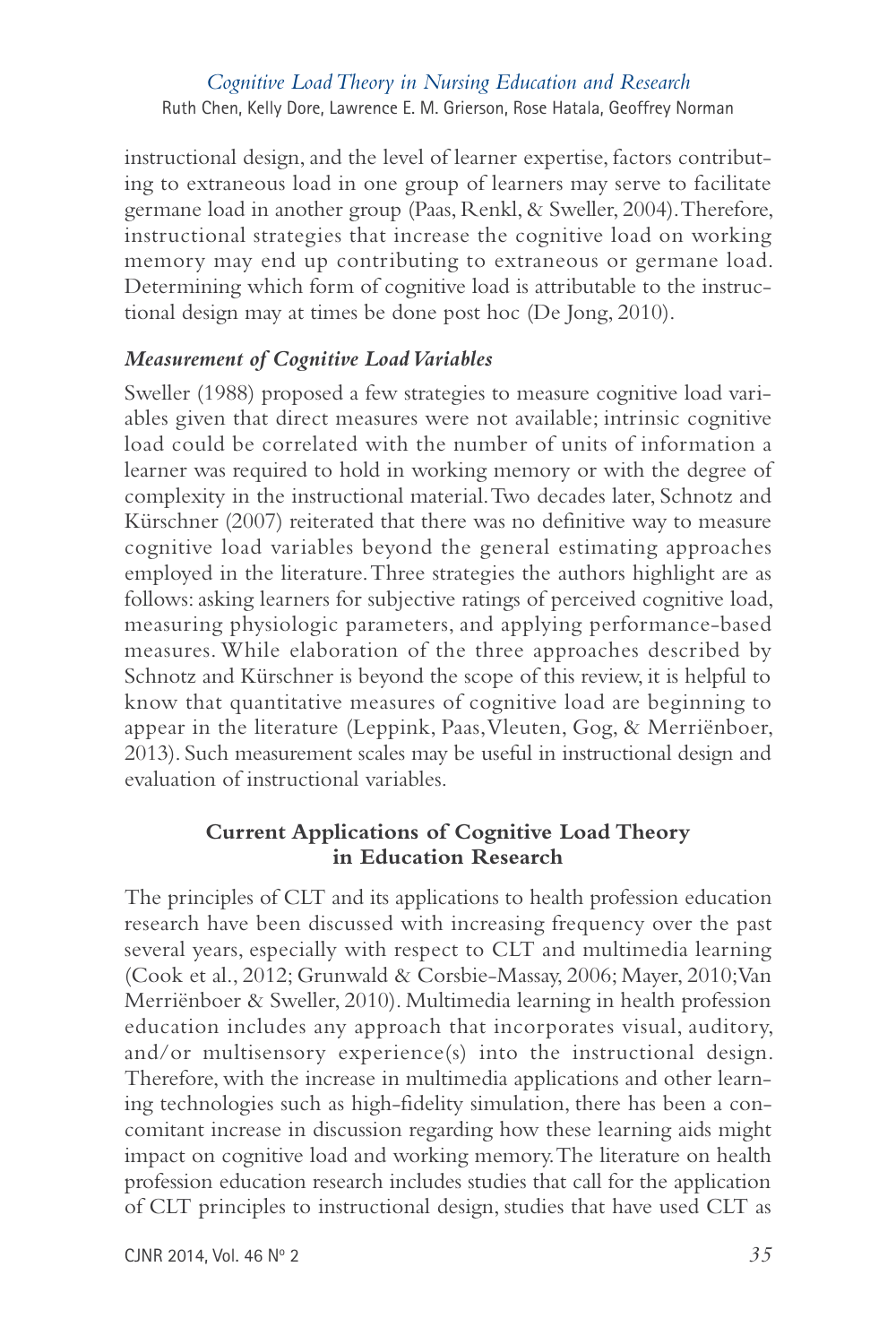instructional design, and the level of learner expertise, factors contributing to extraneous load in one group of learners may serve to facilitate germane load in another group (Paas, Renkl, & Sweller, 2004). Therefore, instructional strategies that increase the cognitive load on working memory may end up contributing to extraneous or germane load. Determining which form of cognitive load is attributable to the instructional design may at times be done post hoc (De Jong, 2010).

### *Measurement of Cognitive Load Variables*

Sweller (1988) proposed a few strategies to measure cognitive load variables given that direct measures were not available; intrinsic cognitive load could be correlated with the number of units of information a learner was required to hold in working memory or with the degree of complexity in the instructional material. Two decades later, Schnotz and Kürschner (2007) reiterated that there was no definitive way to measure cognitive load variables beyond the general estimating approaches employed in the literature. Three strategies the authors highlight are as follows: asking learners for subjective ratings of perceived cognitive load, measuring physiologic parameters, and applying performance-based measures. While elaboration of the three approaches described by Schnotz and Kürschner is beyond the scope of this review, it is helpful to know that quantitative measures of cognitive load are beginning to appear in the literature (Leppink, Paas, Vleuten, Gog, & Merriënboer, 2013). Such measurement scales may be useful in instructional design and evaluation of instructional variables.

## Current Applications of Cognitive Load Theory in Education Research

The principles of CLT and its applications to health profession education research have been discussed with increasing frequency over the past several years, especially with respect to CLT and multimedia learning (Cook et al., 2012; Grunwald & Corsbie-Massay, 2006; Mayer, 2010; Van Merriënboer & Sweller, 2010). Multimedia learning in health profession education includes any approach that incorporates visual, auditory, and/or multisensory experience(s) into the instructional design. Therefore, with the increase in multimedia applications and other learning technologies such as high-fidelity simulation, there has been a concomitant increase in discussion regarding how these learning aids might impact on cognitive load and working memory. The literature on health profession education research includes studies that call for the application of CLT principles to instructional design, studies that have used CLT as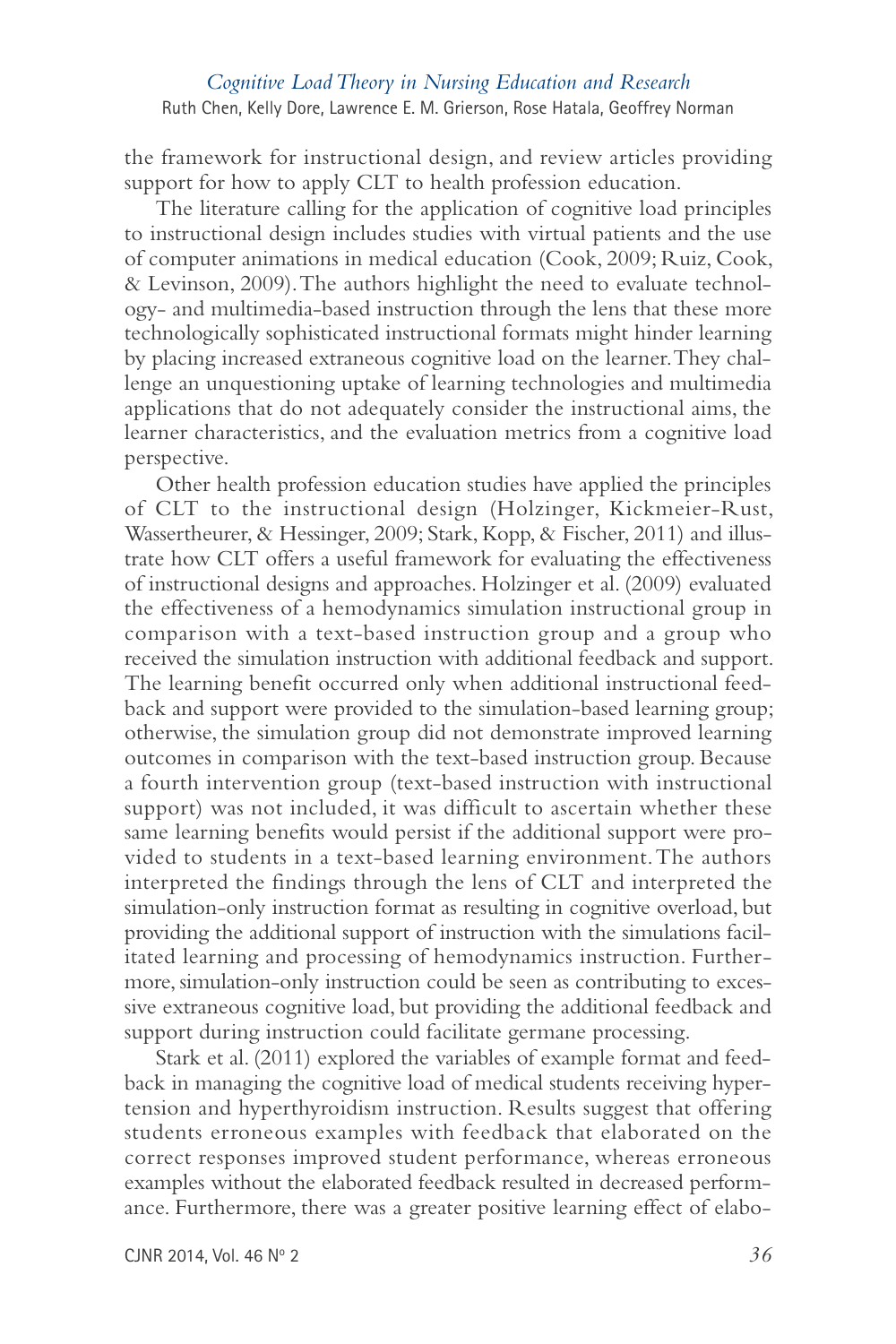the framework for instructional design, and review articles providing support for how to apply CLT to health profession education.

The literature calling for the application of cognitive load principles to instructional design includes studies with virtual patients and the use of computer animations in medical education (Cook, 2009; Ruiz, Cook, & Levinson, 2009). The authors highlight the need to evaluate technology- and multimedia-based instruction through the lens that these more technologically sophisticated instructional formats might hinder learning by placing increased extraneous cognitive load on the learner. They challenge an unquestioning uptake of learning technologies and multimedia applications that do not adequately consider the instructional aims, the learner characteristics, and the evaluation metrics from a cognitive load perspective.

Other health profession education studies have applied the principles of CLT to the instructional design (Holzinger, Kickmeier-Rust, Wassertheurer, & Hessinger, 2009; Stark, Kopp, & Fischer, 2011) and illustrate how CLT offers a useful framework for evaluating the effectiveness of instructional designs and approaches. Holzinger et al. (2009) evaluated the effectiveness of a hemodynamics simulation instructional group in comparison with a text-based instruction group and a group who received the simulation instruction with additional feedback and support. The learning benefit occurred only when additional instructional feedback and support were provided to the simulation-based learning group; otherwise, the simulation group did not demonstrate improved learning outcomes in comparison with the text-based instruction group. Because a fourth intervention group (text-based instruction with instructional support) was not included, it was difficult to ascertain whether these same learning benefits would persist if the additional support were provided to students in a text-based learning environment. The authors interpreted the findings through the lens of CLT and interpreted the simulation-only instruction format as resulting in cognitive overload, but providing the additional support of instruction with the simulations facilitated learning and processing of hemodynamics instruction. Furthermore, simulation-only instruction could be seen as contributing to excessive extraneous cognitive load, but providing the additional feedback and support during instruction could facilitate germane processing.

Stark et al. (2011) explored the variables of example format and feedback in managing the cognitive load of medical students receiving hypertension and hyperthyroidism instruction. Results suggest that offering students erroneous examples with feedback that elaborated on the correct responses improved student performance, whereas erroneous examples without the elaborated feedback resulted in decreased performance. Furthermore, there was a greater positive learning effect of elabo-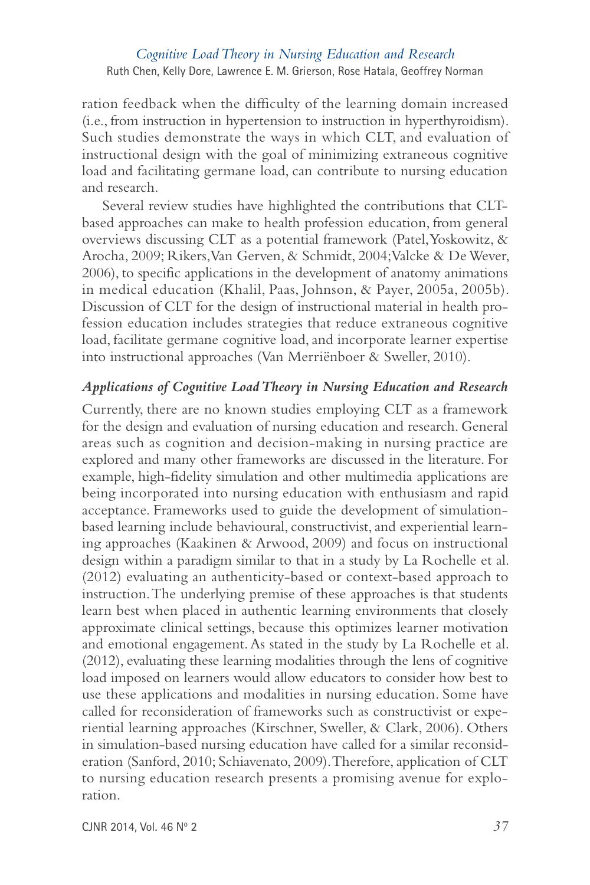ration feedback when the difficulty of the learning domain increased (i.e., from instruction in hypertension to instruction in hyperthyroidism). Such studies demonstrate the ways in which CLT, and evaluation of instructional design with the goal of minimizing extraneous cognitive load and facilitating germane load, can contribute to nursing education and research.

Several review studies have highlighted the contributions that CLT-based approaches can make to health profession education, from general overviews discussing CLT as a potential framework (Patel, Yoskowitz, & Arocha, 2009; Rikers, Van Gerven, & Schmidt, 2004; Valcke & De Wever, 2006), to specific applications in the development of anatomy animations in medical education (Khalil, Paas, Johnson, & Payer, 2005a, 2005b). Discussion of CLT for the design of instructional material in health profession education includes strategies that reduce extraneous cognitive load, facilitate germane cognitive load, and incorporate learner expertise into instructional approaches (Van Merriënboer & Sweller, 2010).

### *Applications of Cognitive Load Theory in Nursing Education and Research*

Currently, there are no known studies employing CLT as a framework for the design and evaluation of nursing education and research. General areas such as cognition and decision-making in nursing practice are explored and many other frameworks are discussed in the literature. For example, high-fidelity simulation and other multimedia applications are being incorporated into nursing education with enthusiasm and rapid acceptance. Frameworks used to guide the development of simulation-based learning include behavioural, constructivist, and experiential learning approaches (Kaakinen & Arwood, 2009) and focus on instructional design within a paradigm similar to that in a study by La Rochelle et al. (2012) evaluating an authenticity-based or context-based approach to instruction. The underlying premise of these approaches is that students learn best when placed in authentic learning environments that closely approximate clinical settings, because this optimizes learner motivation and emotional engagement. As stated in the study by La Rochelle et al. (2012), evaluating these learning modalities through the lens of cognitive load imposed on learners would allow educators to consider how best to use these applications and modalities in nursing education. Some have called for reconsideration of frameworks such as constructivist or experiential learning approaches (Kirschner, Sweller, & Clark, 2006). Others in simulation-based nursing education have called for a similar reconsideration (Sanford, 2010; Schiavenato, 2009). Therefore, application of CLT to nursing education research presents a promising avenue for exploration.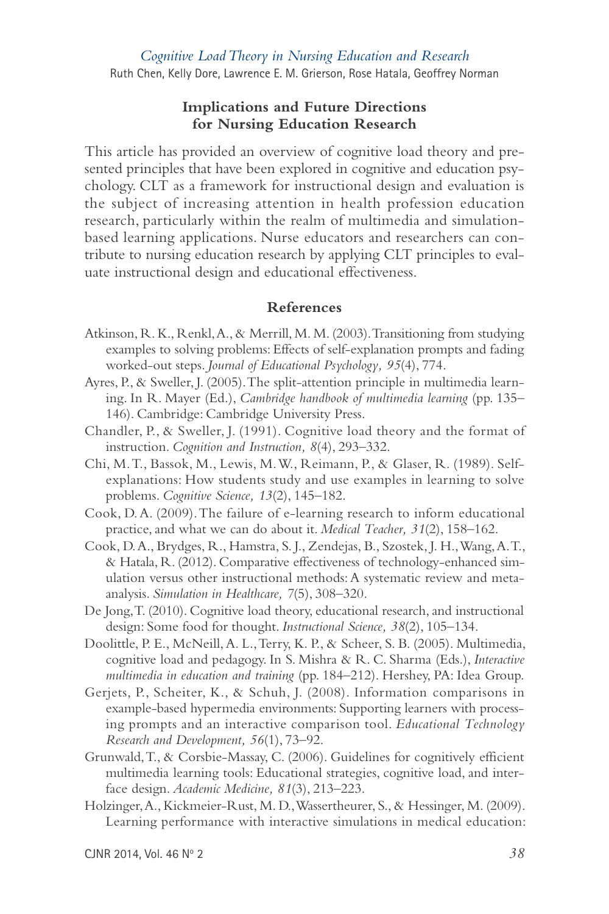## Implications and Future Directions for Nursing Education Research

This article has provided an overview of cognitive load theory and presented principles that have been explored in cognitive and education psychology. CLT as a framework for instructional design and evaluation is the subject of increasing attention in health profession education research, particularly within the realm of multimedia and simulation-based learning applications. Nurse educators and researchers can contribute to nursing education research by applying CLT principles to evaluate instructional design and educational effectiveness.

## References

Atkinson, R. K., Renkl, A., & Merrill, M. M. (2003). Transitioning from studying examples to solving problems: Effects of self-explanation prompts and fading worked-out steps. *Journal of Educational Psychology, 95*(4), 774.

Ayres, P., & Sweller, J. (2005). The split-attention principle in multimedia learning. In R. Mayer (Ed.), *Cambridge handbook of multimedia learning* (pp. 135–146). Cambridge: Cambridge University Press.

Chandler, P., & Sweller, J. (1991). Cognitive load theory and the format of instruction. *Cognition and Instruction, 8*(4), 293–332.

Chi, M. T., Bassok, M., Lewis, M. W., Reimann, P., & Glaser, R. (1989). Self-explanations: How students study and use examples in learning to solve problems. *Cognitive Science, 13*(2), 145–182.

Cook, D. A. (2009). The failure of e-learning research to inform educational practice, and what we can do about it. *Medical Teacher, 31*(2), 158–162.

Cook, D. A., Brydges, R., Hamstra, S. J., Zendejas, B., Szostek, J. H., Wang, A. T., & Hatala, R. (2012). Comparative effectiveness of technology-enhanced simulation versus other instructional methods: A systematic review and meta-analysis. *Simulation in Healthcare, 7*(5), 308–320.

De Jong, T. (2010). Cognitive load theory, educational research, and instructional design: Some food for thought. *Instructional Science, 38*(2), 105–134.

Doolittle, P. E., McNeill, A. L., Terry, K. P., & Scheer, S. B. (2005). Multimedia, cognitive load and pedagogy. In S. Mishra & R. C. Sharma (Eds.), *Interactive multimedia in education and training* (pp. 184–212). Hershey, PA: Idea Group.

Gerjets, P., Scheiter, K., & Schuh, J. (2008). Information comparisons in example-based hypermedia environments: Supporting learners with processing prompts and an interactive comparison tool. *Educational Technology Research and Development, 56*(1), 73–92.

Grunwald, T., & Corsbie-Massay, C. (2006). Guidelines for cognitively efficient multimedia learning tools: Educational strategies, cognitive load, and interface design. *Academic Medicine, 81*(3), 213–223.

Holzinger, A., Kickmeier-Rust, M. D., Wassertheurer, S., & Hessinger, M. (2009). Learning performance with interactive simulations in medical education: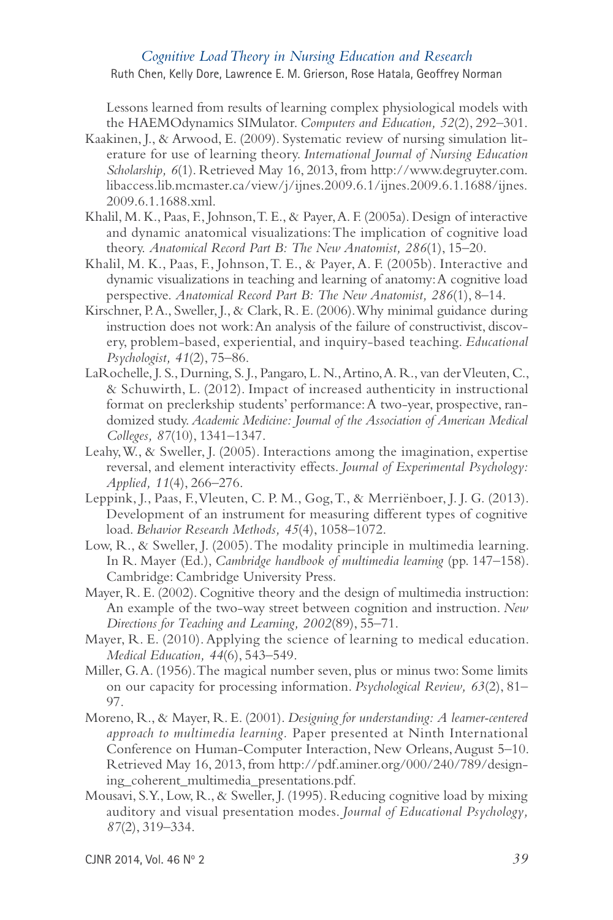Lessons learned from results of learning complex physiological models with the HAEMOdynamics SIMulator. *Computers and Education, 52*(2), 292–301.

Kaakinen, J., & Arwood, E. (2009). Systematic review of nursing simulation literature for use of learning theory. *International Journal of Nursing Education Scholarship, 6*(1). Retrieved May 16, 2013, from http://www.degruyter.com.libaccess.lib.mcmaster.ca/view/j/ijnes.2009.6.1/ijnes.2009.6.1.1688/ijnes.2009.6.1.1688.xml.

Khalil, M. K., Paas, F., Johnson, T. E., & Payer, A. F. (2005a). Design of interactive and dynamic anatomical visualizations: The implication of cognitive load theory. *Anatomical Record Part B: The New Anatomist, 286*(1), 15–20.

Khalil, M. K., Paas, F., Johnson, T. E., & Payer, A. F. (2005b). Interactive and dynamic visualizations in teaching and learning of anatomy: A cognitive load perspective. *Anatomical Record Part B: The New Anatomist, 286*(1), 8–14.

Kirschner, P. A., Sweller, J., & Clark, R. E. (2006). Why minimal guidance during instruction does not work: An analysis of the failure of constructivist, discovery, problem-based, experiential, and inquiry-based teaching. *Educational Psychologist, 41*(2), 75–86.

LaRochelle, J. S., Durning, S. J., Pangaro, L. N., Artino, A. R., van der Vleuten, C., & Schuwirth, L. (2012). Impact of increased authenticity in instructional format on preclerkship students' performance: A two-year, prospective, randomized study. *Academic Medicine: Journal of the Association of American Medical Colleges, 87*(10), 1341–1347.

Leahy, W., & Sweller, J. (2005). Interactions among the imagination, expertise reversal, and element interactivity effects. *Journal of Experimental Psychology: Applied, 11*(4), 266–276.

Leppink, J., Paas, F., Vleuten, C. P. M., Gog, T., & Merriënboer, J. J. G. (2013). Development of an instrument for measuring different types of cognitive load. *Behavior Research Methods, 45*(4), 1058–1072.

Low, R., & Sweller, J. (2005). The modality principle in multimedia learning. In R. Mayer (Ed.), *Cambridge handbook of multimedia learning* (pp. 147–158). Cambridge: Cambridge University Press.

Mayer, R. E. (2002). Cognitive theory and the design of multimedia instruction: An example of the two-way street between cognition and instruction. *New Directions for Teaching and Learning, 2002*(89), 55–71.

Mayer, R. E. (2010). Applying the science of learning to medical education. *Medical Education, 44*(6), 543–549.

Miller, G. A. (1956). The magical number seven, plus or minus two: Some limits on our capacity for processing information. *Psychological Review, 63*(2), 81–97.

Moreno, R., & Mayer, R. E. (2001). *Designing for understanding: A learner-centered approach to multimedia learning.* Paper presented at Ninth International Conference on Human-Computer Interaction, New Orleans, August 5–10. Retrieved May 16, 2013, from http://pdf.aminer.org/000/240/789/designing_coherent_multimedia_presentations.pdf.

Mousavi, S. Y., Low, R., & Sweller, J. (1995). Reducing cognitive load by mixing auditory and visual presentation modes. *Journal of Educational Psychology, 87*(2), 319–334.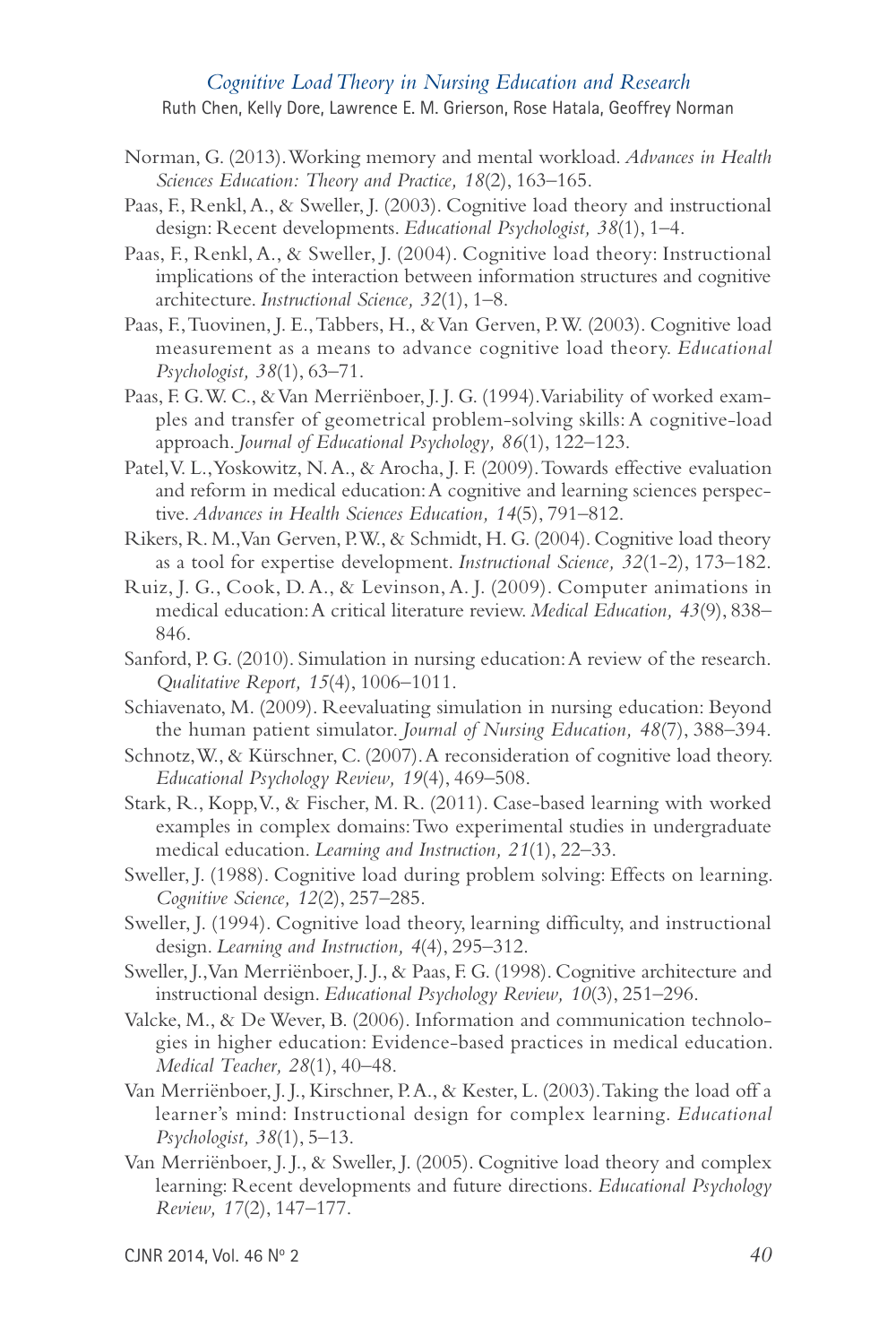Norman, G. (2013). Working memory and mental workload. *Advances in Health Sciences Education: Theory and Practice, 18*(2), 163–165.

Paas, F., Renkl, A., & Sweller, J. (2003). Cognitive load theory and instructional design: Recent developments. *Educational Psychologist, 38*(1), 1–4.

Paas, F., Renkl, A., & Sweller, J. (2004). Cognitive load theory: Instructional implications of the interaction between information structures and cognitive architecture. *Instructional Science, 32*(1), 1–8.

Paas, F., Tuovinen, J. E., Tabbers, H., & Van Gerven, P. W. (2003). Cognitive load measurement as a means to advance cognitive load theory. *Educational Psychologist, 38*(1), 63–71.

Paas, F. G. W. C., & Van Merriënboer, J. J. G. (1994). Variability of worked examples and transfer of geometrical problem-solving skills: A cognitive-load approach. *Journal of Educational Psychology, 86*(1), 122–123.

Patel, V. L., Yoskowitz, N. A., & Arocha, J. F. (2009). Towards effective evaluation and reform in medical education: A cognitive and learning sciences perspective. *Advances in Health Sciences Education, 14*(5), 791–812.

Rikers, R. M., Van Gerven, P. W., & Schmidt, H. G. (2004). Cognitive load theory as a tool for expertise development. *Instructional Science, 32*(1-2), 173–182.

Ruiz, J. G., Cook, D. A., & Levinson, A. J. (2009). Computer animations in medical education: A critical literature review. *Medical Education, 43*(9), 838–846.

Sanford, P. G. (2010). Simulation in nursing education: A review of the research. *Qualitative Report, 15*(4), 1006–1011.

Schiavenato, M. (2009). Reevaluating simulation in nursing education: Beyond the human patient simulator. *Journal of Nursing Education, 48*(7), 388–394.

Schnotz, W., & Kürschner, C. (2007). A reconsideration of cognitive load theory. *Educational Psychology Review, 19*(4), 469–508.

Stark, R., Kopp, V., & Fischer, M. R. (2011). Case-based learning with worked examples in complex domains: Two experimental studies in undergraduate medical education. *Learning and Instruction, 21*(1), 22–33.

Sweller, J. (1988). Cognitive load during problem solving: Effects on learning. *Cognitive Science, 12*(2), 257–285.

Sweller, J. (1994). Cognitive load theory, learning difficulty, and instructional design. *Learning and Instruction, 4*(4), 295–312.

Sweller, J., Van Merriënboer, J. J., & Paas, F. G. (1998). Cognitive architecture and instructional design. *Educational Psychology Review, 10*(3), 251–296.

Valcke, M., & De Wever, B. (2006). Information and communication technologies in higher education: Evidence-based practices in medical education. *Medical Teacher, 28*(1), 40–48.

Van Merriënboer, J. J., Kirschner, P. A., & Kester, L. (2003). Taking the load off a learner's mind: Instructional design for complex learning. *Educational Psychologist, 38*(1), 5–13.

Van Merriënboer, J. J., & Sweller, J. (2005). Cognitive load theory and complex learning: Recent developments and future directions. *Educational Psychology Review, 17*(2), 147–177.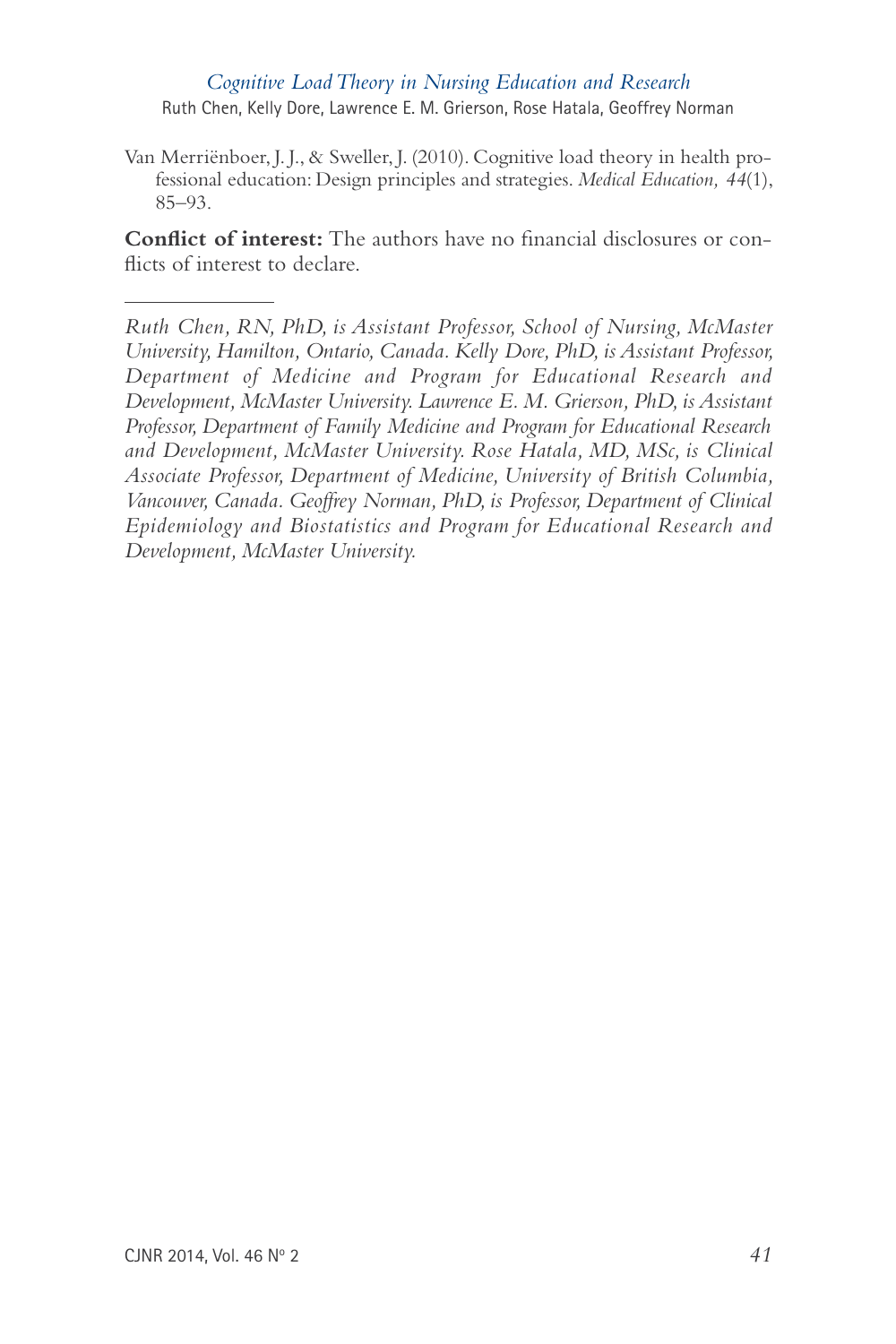Van Merriënboer, J. J., & Sweller, J. (2010). Cognitive load theory in health professional education: Design principles and strategies. *Medical Education, 44*(1), 85–93.

**Conflict of interest:** The authors have no financial disclosures or conflicts of interest to declare.

---

*Ruth Chen, RN, PhD, is Assistant Professor, School of Nursing, McMaster University, Hamilton, Ontario, Canada. Kelly Dore, PhD, is Assistant Professor, Department of Medicine and Program for Educational Research and Development, McMaster University. Lawrence E. M. Grierson, PhD, is Assistant Professor, Department of Family Medicine and Program for Educational Research and Development, McMaster University. Rose Hatala, MD, MSc, is Clinical Associate Professor, Department of Medicine, University of British Columbia, Vancouver, Canada. Geoffrey Norman, PhD, is Professor, Department of Clinical Epidemiology and Biostatistics and Program for Educational Research and Development, McMaster University.*